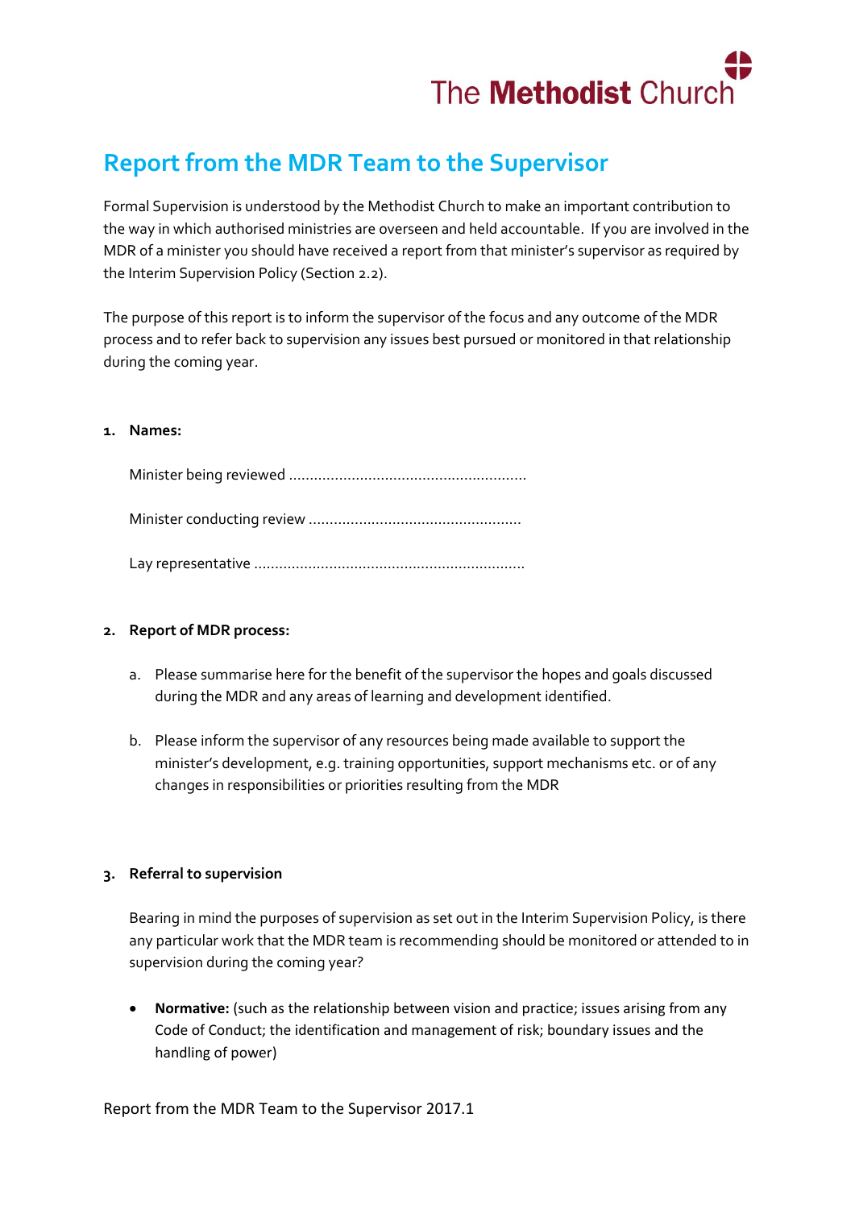The Methodist Church

# Report from the MDR Team to the Supervisor

Formal Supervision is understood by the Methodist Church to make an important contribution to the way in which authorised ministries are overseen and held accountable. If you are involved in the MDR of a minister you should have received a report from that minister's supervisor as required by the Interim Supervision Policy (Section 2.2).

The purpose of this report is to inform the supervisor of the focus and any outcome of the MDR process and to refer back to supervision any issues best pursued or monitored in that relationship during the coming year.

**1. Names:**

Minister being reviewed ........................................................

Minister conducting review ..................................................

Lay representative ................................................................

**2. Report of MDR process:**

a. Please summarise here for the benefit of the supervisor the hopes and goals discussed during the MDR and any areas of learning and development identified.

b. Please inform the supervisor of any resources being made available to support the minister's development, e.g. training opportunities, support mechanisms etc. or of any changes in responsibilities or priorities resulting from the MDR

**3. Referral to supervision**

Bearing in mind the purposes of supervision as set out in the Interim Supervision Policy, is there any particular work that the MDR team is recommending should be monitored or attended to in supervision during the coming year?

- **Normative:** (such as the relationship between vision and practice; issues arising from any Code of Conduct; the identification and management of risk; boundary issues and the handling of power)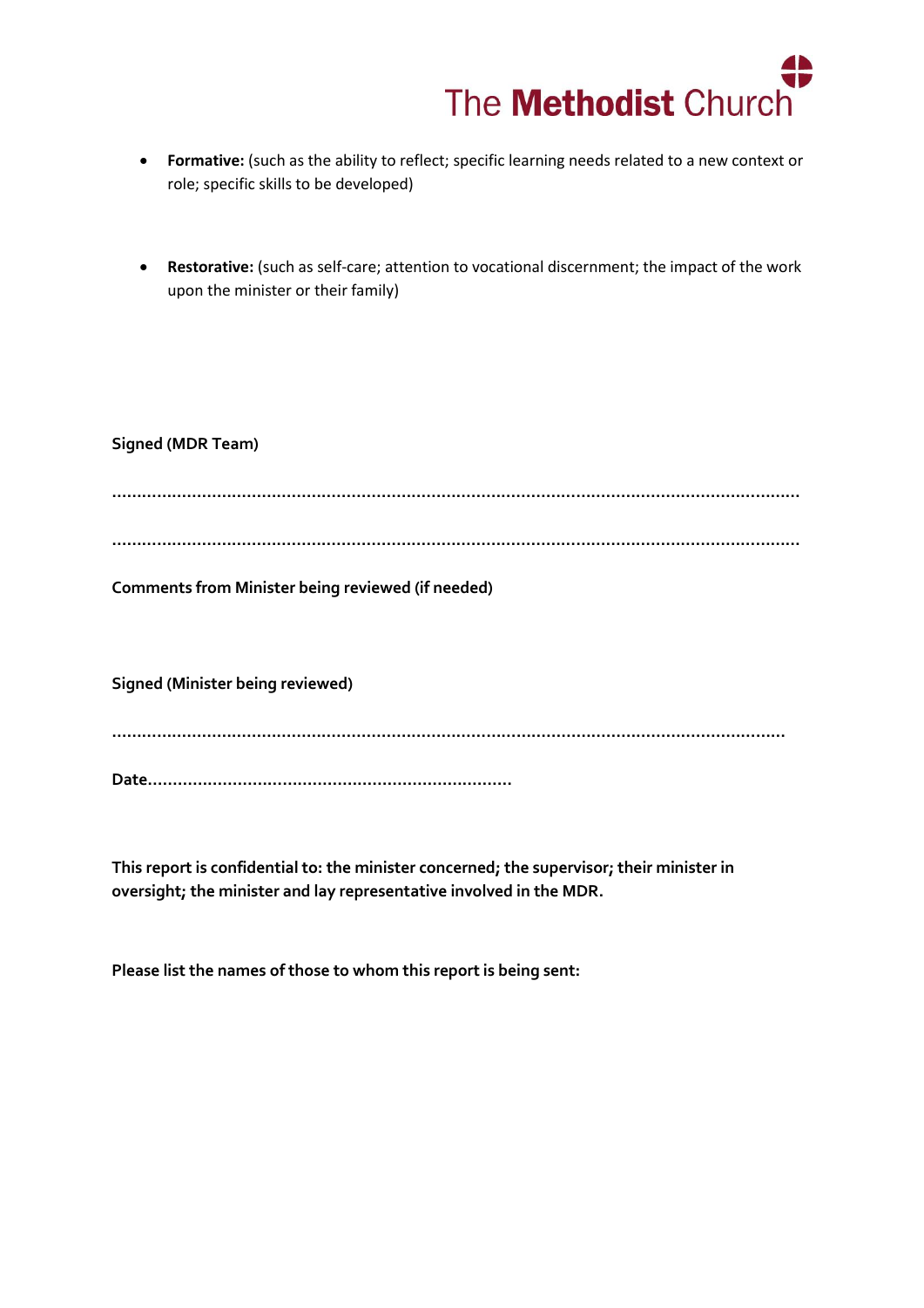- **Formative:** (such as the ability to reflect; specific learning needs related to a new context or role; specific skills to be developed)

- **Restorative:** (such as self-care; attention to vocational discernment; the impact of the work upon the minister or their family)

**Signed (MDR Team)**

..........................................................................................................................................

..........................................................................................................................................

**Comments from Minister being reviewed (if needed)**

**Signed (Minister being reviewed)**

.......................................................................................................................................

**Date.........................................................................**

**This report is confidential to: the minister concerned; the supervisor; their minister in oversight; the minister and lay representative involved in the MDR.**

**Please list the names of those to whom this report is being sent:**